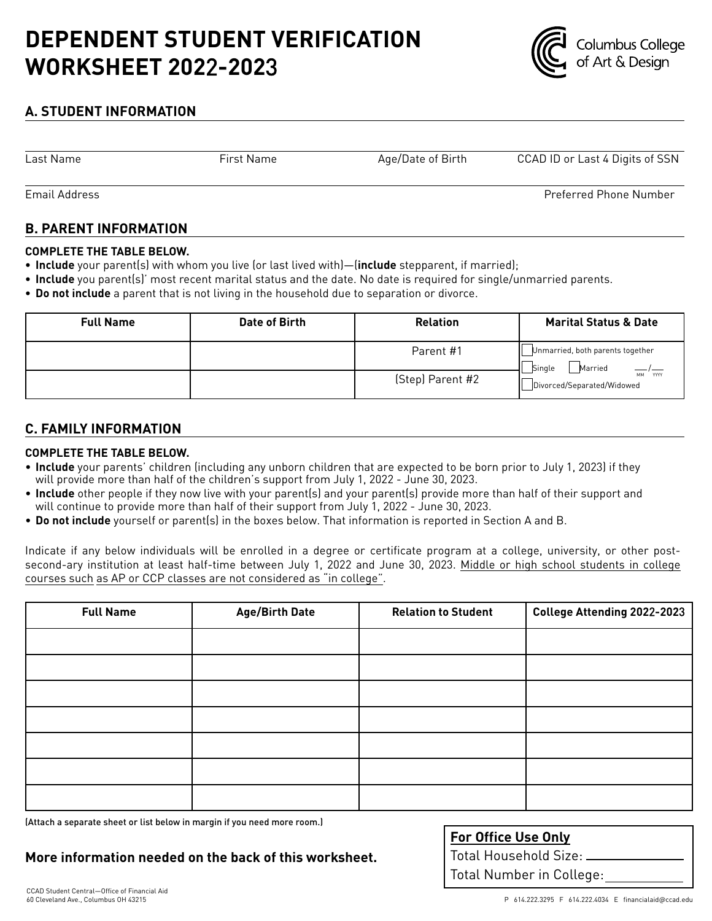# DEPENDENT STUDENT VERIFICATION WORKSHEET 2022-2023

Columbus College of Art & Design

## A. STUDENT INFORMATION

Last Name | First Name | Age/Date of Birth | CCAD ID or Last 4 Digits of SSN

Email Address | Preferred Phone Number

## B. PARENT INFORMATION

**COMPLETE THE TABLE BELOW.**

- **Include** your parent(s) with whom you live (or last lived with)—(**include** stepparent, if married);
- **Include** you parent(s)' most recent marital status and the date. No date is required for single/unmarried parents.
- **Do not include** a parent that is not living in the household due to separation or divorce.

| Full Name | Date of Birth | Relation | Marital Status & Date |
|---|---|---|---|
| | | Parent #1 | ☐ Unmarried, both parents together<br>☐ Single ☐ Married ___/___ (MM YYYY)<br>☐ Divorced/Separated/Widowed |
| | | (Step) Parent #2 | |

## C. FAMILY INFORMATION

**COMPLETE THE TABLE BELOW.**

- **Include** your parents' children (including any unborn children that are expected to be born prior to July 1, 2023) if they will provide more than half of the children's support from July 1, 2022 - June 30, 2023.
- **Include** other people if they now live with your parent(s) and your parent(s) provide more than half of their support and will continue to provide more than half of their support from July 1, 2022 - June 30, 2023.
- **Do not include** yourself or parent(s) in the boxes below. That information is reported in Section A and B.

Indicate if any below individuals will be enrolled in a degree or certificate program at a college, university, or other post-second-ary institution at least half-time between July 1, 2022 and June 30, 2023. Middle or high school students in college courses such as AP or CCP classes are not considered as "in college".

| Full Name | Age/Birth Date | Relation to Student | College Attending 2022-2023 |
|---|---|---|---|
| | | | |
| | | | |
| | | | |
| | | | |
| | | | |
| | | | |
| | | | |

(Attach a separate sheet or list below in margin if you need more room.)

**More information needed on the back of this worksheet.**

**For Office Use Only**

Total Household Size: ____________

Total Number in College: ____________

CCAD Student Central—Office of Financial Aid
60 Cleveland Ave., Columbus OH 43215

P 614.222.3295 F 614.222.4034 E financialaid@ccad.edu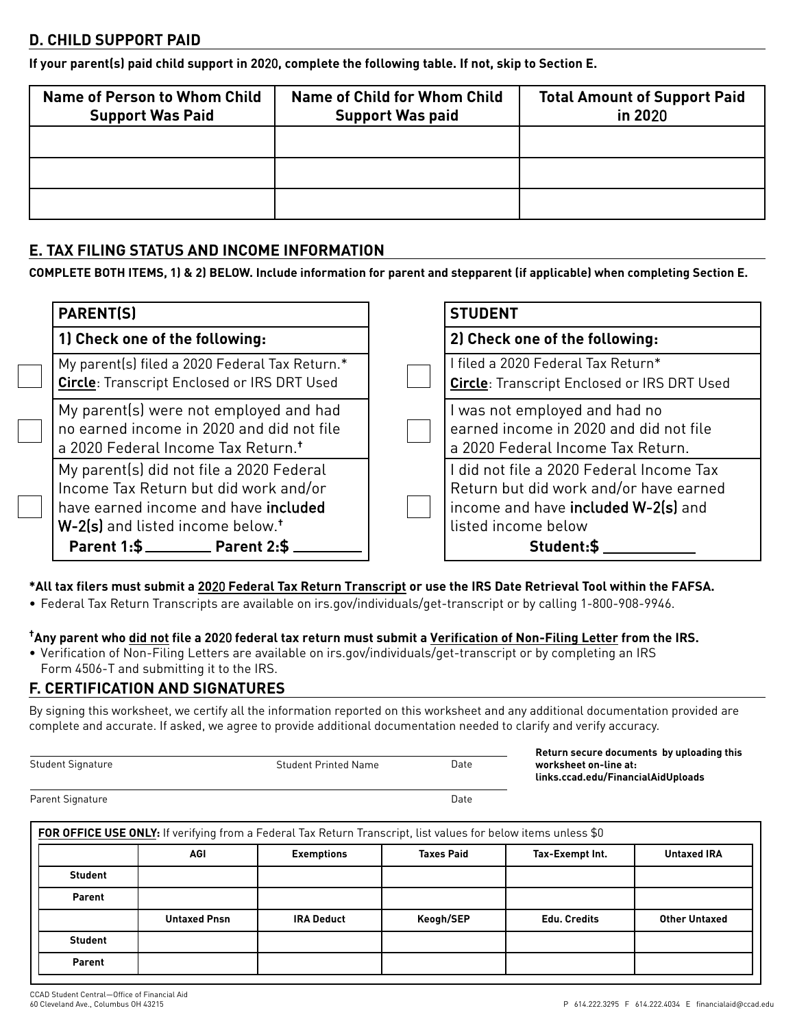## D. CHILD SUPPORT PAID

**If your parent(s) paid child support in 2020, complete the following table. If not, skip to Section E.**

| Name of Person to Whom Child Support Was Paid | Name of Child for Whom Child Support Was paid | Total Amount of Support Paid in 2020 |
|---|---|---|
| | | |
| | | |
| | | |

## E. TAX FILING STATUS AND INCOME INFORMATION

**COMPLETE BOTH ITEMS, 1) & 2) BELOW. Include information for parent and stepparent (if applicable) when completing Section E.**

| | PARENT(S) |
|---|---|
| | **1) Check one of the following:** |
| ☐ | My parent(s) filed a 2020 Federal Tax Return.* **Circle**: Transcript Enclosed or IRS DRT Used |
| ☐ | My parent(s) were not employed and had no earned income in 2020 and did not file a 2020 Federal Income Tax Return.† |
| ☐ | My parent(s) did not file a 2020 Federal Income Tax Return but did work and/or have earned income and have **included W-2(s)** and listed income below.† **Parent 1:$ ________ Parent 2:$ ________** |

| | STUDENT |
|---|---|
| | **2) Check one of the following:** |
| ☐ | I filed a 2020 Federal Tax Return* **Circle**: Transcript Enclosed or IRS DRT Used |
| ☐ | I was not employed and had no earned income in 2020 and did not file a 2020 Federal Income Tax Return. |
| ☐ | I did not file a 2020 Federal Income Tax Return but did work and/or have earned income and have **included W-2(s)** and listed income below **Student:$ ___________** |

**\*All tax filers must submit a 2020 Federal Tax Return Transcript or use the IRS Date Retrieval Tool within the FAFSA.**

- Federal Tax Return Transcripts are available on irs.gov/individuals/get-transcript or by calling 1-800-908-9946.

**†Any parent who did not file a 2020 federal tax return must submit a Verification of Non-Filing Letter from the IRS.**

- Verification of Non-Filing Letters are available on irs.gov/individuals/get-transcript or by completing an IRS Form 4506-T and submitting it to the IRS.

## F. CERTIFICATION AND SIGNATURES

By signing this worksheet, we certify all the information reported on this worksheet and any additional documentation provided are complete and accurate. If asked, we agree to provide additional documentation needed to clarify and verify accuracy.

Student Signature ____________________ Student Printed Name ____________________ Date __________

Parent Signature ____________________ Date __________

**Return secure documents by uploading this worksheet on-line at: links.ccad.edu/FinancialAidUploads**

**FOR OFFICE USE ONLY:** If verifying from a Federal Tax Return Transcript, list values for below items unless $0

| | AGI | Exemptions | Taxes Paid | Tax-Exempt Int. | Untaxed IRA |
|---|---|---|---|---|---|
| **Student** | | | | | |
| **Parent** | | | | | |
| | **Untaxed Pnsn** | **IRA Deduct** | **Keogh/SEP** | **Edu. Credits** | **Other Untaxed** |
| **Student** | | | | | |
| **Parent** | | | | | |

CCAD Student Central—Office of Financial Aid
60 Cleveland Ave., Columbus OH 43215

P 614.222.3295 F 614.222.4034 E financialaid@ccad.edu